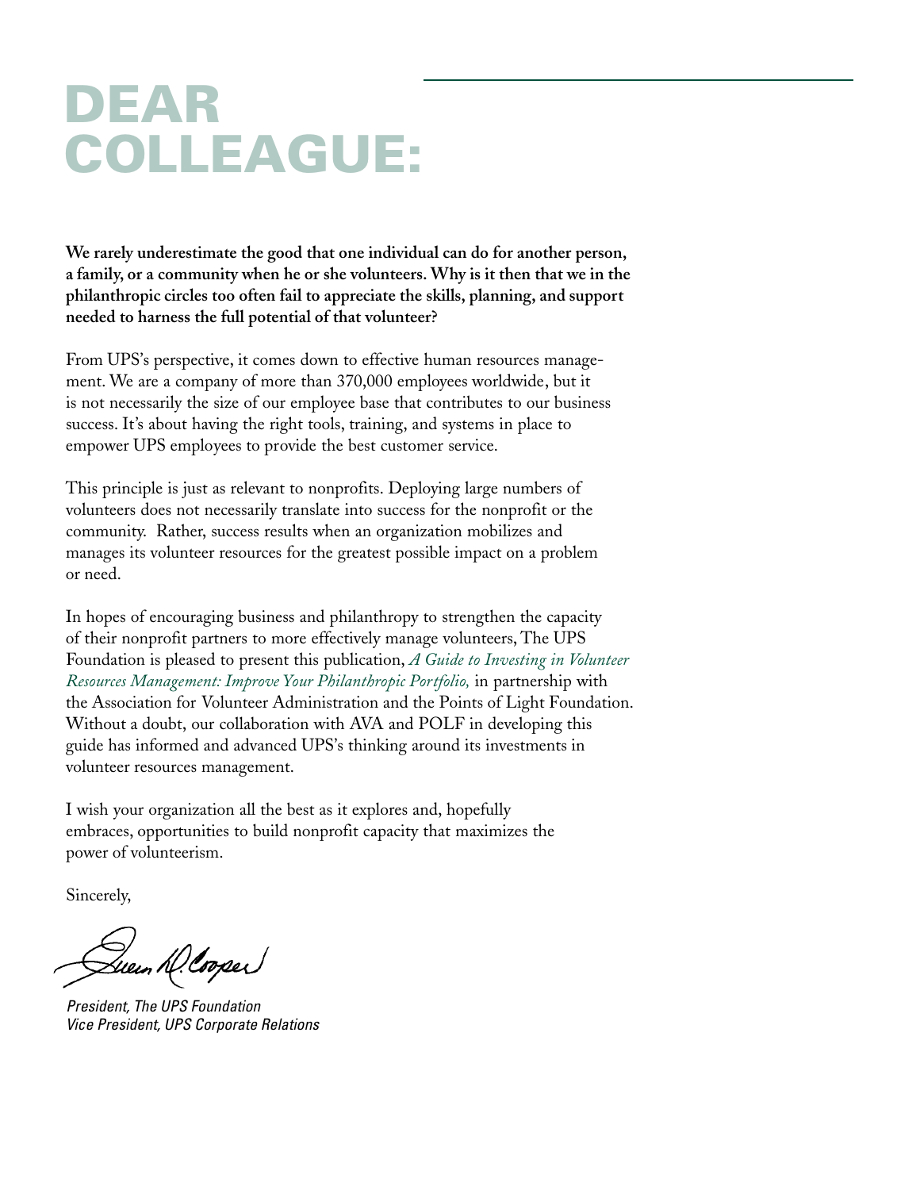# DEAR COLLEAGUE:

**We rarely underestimate the good that one individual can do for another person, a family, or a community when he or she volunteers. Why is it then that we in the philanthropic circles too often fail to appreciate the skills, planning, and support needed to harness the full potential of that volunteer?**

From UPS's perspective, it comes down to effective human resources management. We are a company of more than 370,000 employees worldwide, but it is not necessarily the size of our employee base that contributes to our business success. It's about having the right tools, training, and systems in place to empower UPS employees to provide the best customer service.

This principle is just as relevant to nonprofits. Deploying large numbers of volunteers does not necessarily translate into success for the nonprofit or the community. Rather, success results when an organization mobilizes and manages its volunteer resources for the greatest possible impact on a problem or need.

In hopes of encouraging business and philanthropy to strengthen the capacity of their nonprofit partners to more effectively manage volunteers, The UPS Foundation is pleased to present this publication, *A Guide to Investing in Volunteer Resources Management: Improve Your Philanthropic Portfolio,* in partnership with the Association for Volunteer Administration and the Points of Light Foundation. Without a doubt, our collaboration with AVA and POLF in developing this guide has informed and advanced UPS's thinking around its investments in volunteer resources management.

I wish your organization all the best as it explores and, hopefully embraces, opportunities to build nonprofit capacity that maximizes the power of volunteerism.

Sincerely,

Susan M. Cooper

*President, The UPS Foundation*
*Vice President, UPS Corporate Relations*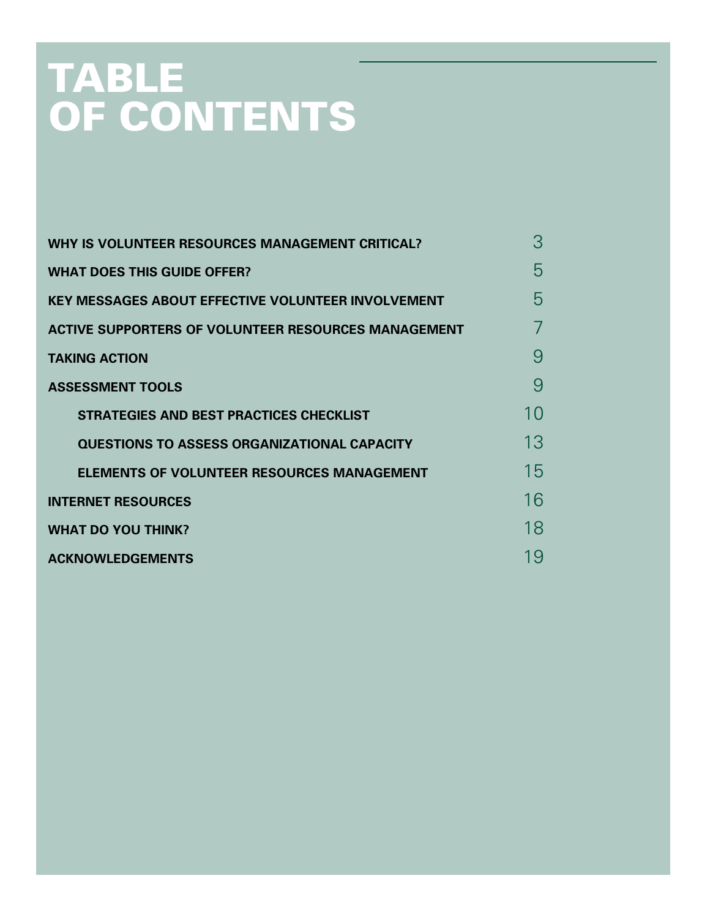# TABLE OF CONTENTS

| | |
|---|---|
| **WHY IS VOLUNTEER RESOURCES MANAGEMENT CRITICAL?** | 3 |
| **WHAT DOES THIS GUIDE OFFER?** | 5 |
| **KEY MESSAGES ABOUT EFFECTIVE VOLUNTEER INVOLVEMENT** | 5 |
| **ACTIVE SUPPORTERS OF VOLUNTEER RESOURCES MANAGEMENT** | 7 |
| **TAKING ACTION** | 9 |
| **ASSESSMENT TOOLS** | 9 |
| &nbsp;&nbsp;&nbsp;&nbsp;**STRATEGIES AND BEST PRACTICES CHECKLIST** | 10 |
| &nbsp;&nbsp;&nbsp;&nbsp;**QUESTIONS TO ASSESS ORGANIZATIONAL CAPACITY** | 13 |
| &nbsp;&nbsp;&nbsp;&nbsp;**ELEMENTS OF VOLUNTEER RESOURCES MANAGEMENT** | 15 |
| **INTERNET RESOURCES** | 16 |
| **WHAT DO YOU THINK?** | 18 |
| **ACKNOWLEDGEMENTS** | 19 |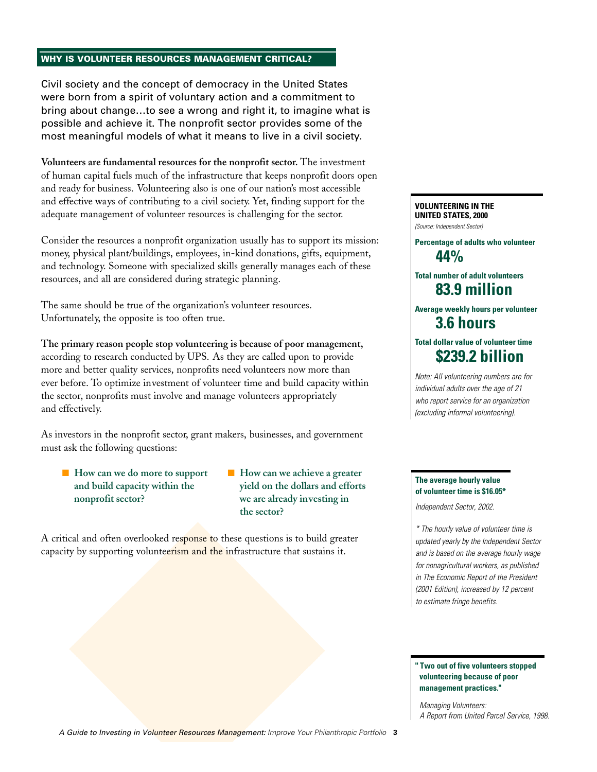## WHY IS VOLUNTEER RESOURCES MANAGEMENT CRITICAL?

Civil society and the concept of democracy in the United States were born from a spirit of voluntary action and a commitment to bring about change…to see a wrong and right it, to imagine what is possible and achieve it. The nonprofit sector provides some of the most meaningful models of what it means to live in a civil society.

**Volunteers are fundamental resources for the nonprofit sector.** The investment of human capital fuels much of the infrastructure that keeps nonprofit doors open and ready for business. Volunteering also is one of our nation's most accessible and effective ways of contributing to a civil society. Yet, finding support for the adequate management of volunteer resources is challenging for the sector.

Consider the resources a nonprofit organization usually has to support its mission: money, physical plant/buildings, employees, in-kind donations, gifts, equipment, and technology. Someone with specialized skills generally manages each of these resources, and all are considered during strategic planning.

The same should be true of the organization's volunteer resources. Unfortunately, the opposite is too often true.

**The primary reason people stop volunteering is because of poor management,** according to research conducted by UPS. As they are called upon to provide more and better quality services, nonprofits need volunteers now more than ever before. To optimize investment of volunteer time and build capacity within the sector, nonprofits must involve and manage volunteers appropriately and effectively.

As investors in the nonprofit sector, grant makers, businesses, and government must ask the following questions:

- **How can we do more to support and build capacity within the nonprofit sector?**
- **How can we achieve a greater yield on the dollars and efforts we are already investing in the sector?**

A critical and often overlooked response to these questions is to build greater capacity by supporting volunteerism and the infrastructure that sustains it.

**VOLUNTEERING IN THE UNITED STATES, 2000**
*(Source: Independent Sector)*

**Percentage of adults who volunteer**
**44%**

**Total number of adult volunteers**
**83.9 million**

**Average weekly hours per volunteer**
**3.6 hours**

**Total dollar value of volunteer time**
**$239.2 billion**

*Note: All volunteering numbers are for individual adults over the age of 21 who report service for an organization (excluding informal volunteering).*

**The average hourly value of volunteer time is $16.05***

*Independent Sector, 2002.*

*\* The hourly value of volunteer time is updated yearly by the Independent Sector and is based on the average hourly wage for nonagricultural workers, as published in The Economic Report of the President (2001 Edition), increased by 12 percent to estimate fringe benefits.*

**"Two out of five volunteers stopped volunteering because of poor management practices."**

*Managing Volunteers: A Report from United Parcel Service, 1998.*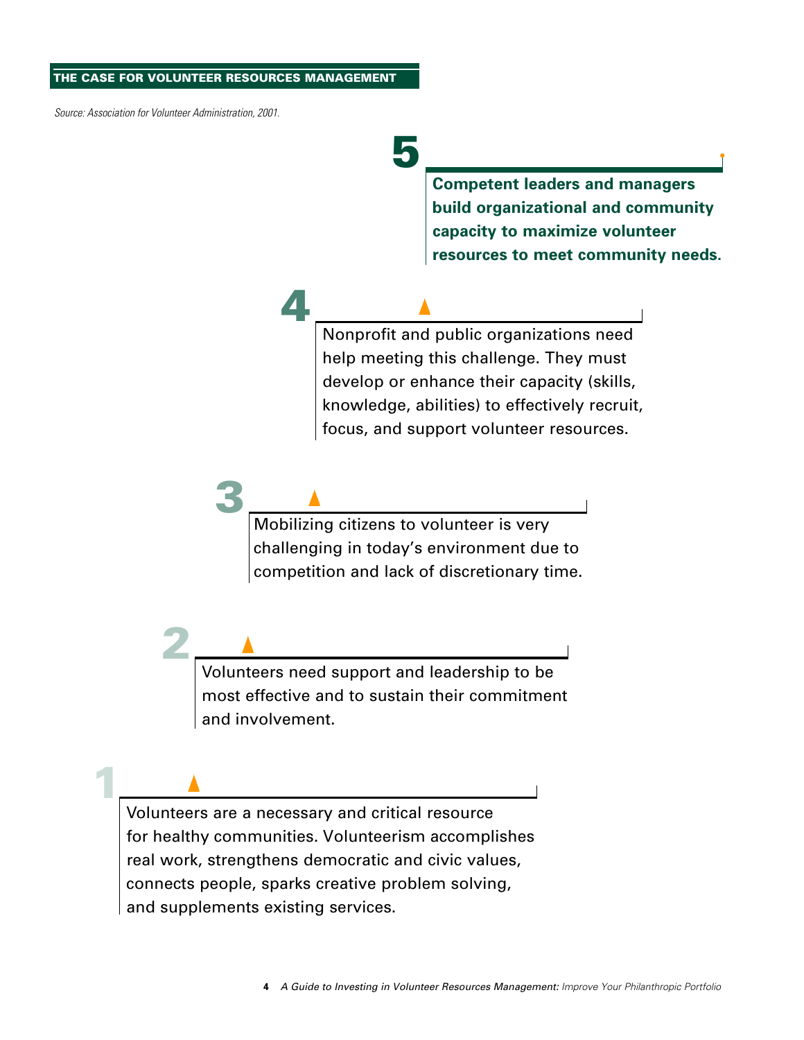## THE CASE FOR VOLUNTEER RESOURCES MANAGEMENT

*Source: Association for Volunteer Administration, 2001.*

**5**

**Competent leaders and managers build organizational and community capacity to maximize volunteer resources to meet community needs.**

**4**

Nonprofit and public organizations need help meeting this challenge. They must develop or enhance their capacity (skills, knowledge, abilities) to effectively recruit, focus, and support volunteer resources.

**3**

Mobilizing citizens to volunteer is very challenging in today's environment due to competition and lack of discretionary time.

**2**

Volunteers need support and leadership to be most effective and to sustain their commitment and involvement.

**1**

Volunteers are a necessary and critical resource for healthy communities. Volunteerism accomplishes real work, strengthens democratic and civic values, connects people, sparks creative problem solving, and supplements existing services.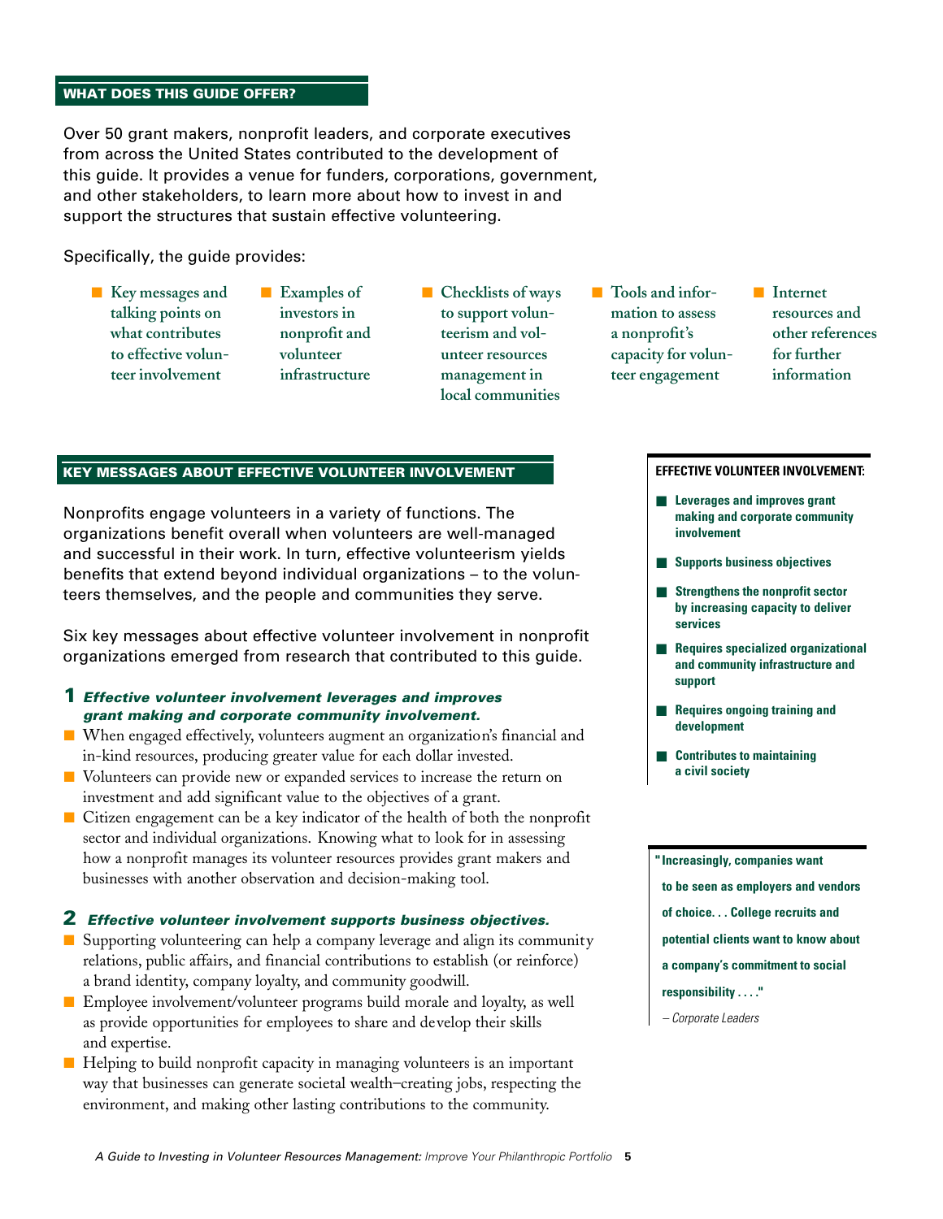## WHAT DOES THIS GUIDE OFFER?

Over 50 grant makers, nonprofit leaders, and corporate executives from across the United States contributed to the development of this guide. It provides a venue for funders, corporations, government, and other stakeholders, to learn more about how to invest in and support the structures that sustain effective volunteering.

Specifically, the guide provides:

- Key messages and talking points on what contributes to effective volunteer involvement
- Examples of investors in nonprofit and volunteer infrastructure
- Checklists of ways to support volunteerism and volunteer resources management in local communities
- Tools and information to assess a nonprofit's capacity for volunteer engagement
- Internet resources and other references for further information

## KEY MESSAGES ABOUT EFFECTIVE VOLUNTEER INVOLVEMENT

Nonprofits engage volunteers in a variety of functions. The organizations benefit overall when volunteers are well-managed and successful in their work. In turn, effective volunteerism yields benefits that extend beyond individual organizations – to the volunteers themselves, and the people and communities they serve.

Six key messages about effective volunteer involvement in nonprofit organizations emerged from research that contributed to this guide.

### 1 *Effective volunteer involvement leverages and improves grant making and corporate community involvement.*

- When engaged effectively, volunteers augment an organization's financial and in-kind resources, producing greater value for each dollar invested.
- Volunteers can provide new or expanded services to increase the return on investment and add significant value to the objectives of a grant.
- Citizen engagement can be a key indicator of the health of both the nonprofit sector and individual organizations. Knowing what to look for in assessing how a nonprofit manages its volunteer resources provides grant makers and businesses with another observation and decision-making tool.

### 2 *Effective volunteer involvement supports business objectives.*

- Supporting volunteering can help a company leverage and align its community relations, public affairs, and financial contributions to establish (or reinforce) a brand identity, company loyalty, and community goodwill.
- Employee involvement/volunteer programs build morale and loyalty, as well as provide opportunities for employees to share and develop their skills and expertise.
- Helping to build nonprofit capacity in managing volunteers is an important way that businesses can generate societal wealth–creating jobs, respecting the environment, and making other lasting contributions to the community.

**EFFECTIVE VOLUNTEER INVOLVEMENT:**

- **Leverages and improves grant making and corporate community involvement**
- **Supports business objectives**
- **Strengthens the nonprofit sector by increasing capacity to deliver services**
- **Requires specialized organizational and community infrastructure and support**
- **Requires ongoing training and development**
- **Contributes to maintaining a civil society**

**"Increasingly, companies want to be seen as employers and vendors of choice. . . College recruits and potential clients want to know about a company's commitment to social responsibility . . . ."**

*– Corporate Leaders*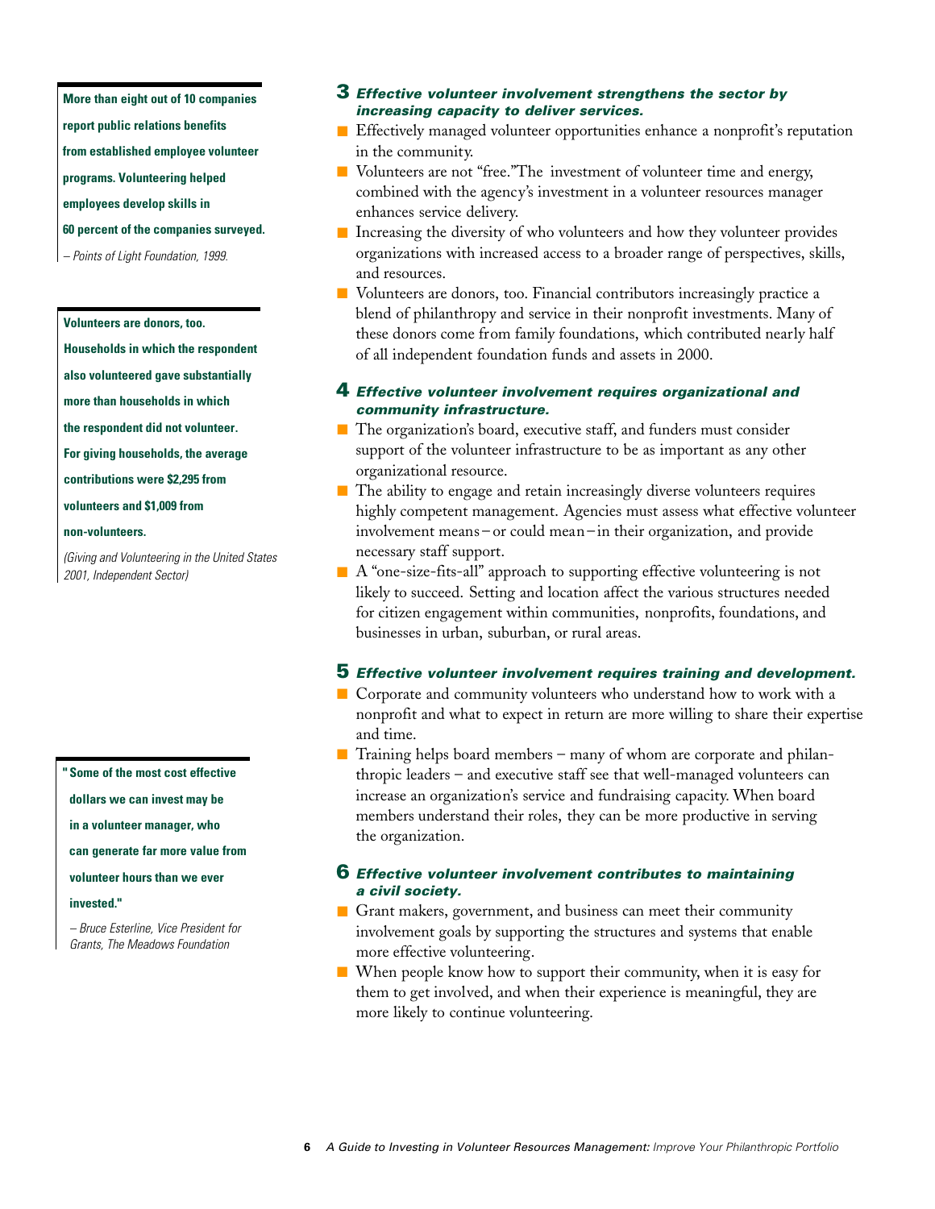**More than eight out of 10 companies report public relations benefits from established employee volunteer programs. Volunteering helped employees develop skills in 60 percent of the companies surveyed.**

*– Points of Light Foundation, 1999.*

**Volunteers are donors, too. Households in which the respondent also volunteered gave substantially more than households in which the respondent did not volunteer. For giving households, the average contributions were $2,295 from volunteers and $1,009 from non-volunteers.**

*(Giving and Volunteering in the United States 2001, Independent Sector)*

**"Some of the most cost effective dollars we can invest may be in a volunteer manager, who can generate far more value from volunteer hours than we ever invested."**

*– Bruce Esterline, Vice President for Grants, The Meadows Foundation*

## 3 *Effective volunteer involvement strengthens the sector by increasing capacity to deliver services.*

- Effectively managed volunteer opportunities enhance a nonprofit's reputation in the community.
- Volunteers are not "free."The investment of volunteer time and energy, combined with the agency's investment in a volunteer resources manager enhances service delivery.
- Increasing the diversity of who volunteers and how they volunteer provides organizations with increased access to a broader range of perspectives, skills, and resources.
- Volunteers are donors, too. Financial contributors increasingly practice a blend of philanthropy and service in their nonprofit investments. Many of these donors come from family foundations, which contributed nearly half of all independent foundation funds and assets in 2000.

## 4 *Effective volunteer involvement requires organizational and community infrastructure.*

- The organization's board, executive staff, and funders must consider support of the volunteer infrastructure to be as important as any other organizational resource.
- The ability to engage and retain increasingly diverse volunteers requires highly competent management. Agencies must assess what effective volunteer involvement means – or could mean – in their organization, and provide necessary staff support.
- A "one-size-fits-all" approach to supporting effective volunteering is not likely to succeed. Setting and location affect the various structures needed for citizen engagement within communities, nonprofits, foundations, and businesses in urban, suburban, or rural areas.

## 5 *Effective volunteer involvement requires training and development.*

- Corporate and community volunteers who understand how to work with a nonprofit and what to expect in return are more willing to share their expertise and time.
- Training helps board members – many of whom are corporate and philanthropic leaders – and executive staff see that well-managed volunteers can increase an organization's service and fundraising capacity. When board members understand their roles, they can be more productive in serving the organization.

## 6 *Effective volunteer involvement contributes to maintaining a civil society.*

- Grant makers, government, and business can meet their community involvement goals by supporting the structures and systems that enable more effective volunteering.
- When people know how to support their community, when it is easy for them to get involved, and when their experience is meaningful, they are more likely to continue volunteering.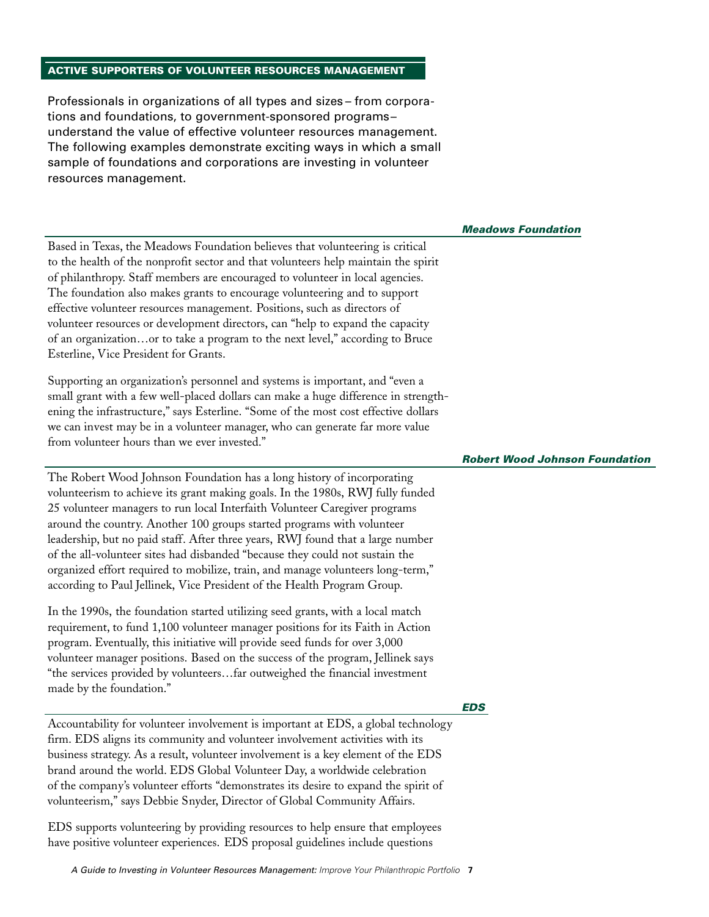## ACTIVE SUPPORTERS OF VOLUNTEER RESOURCES MANAGEMENT

Professionals in organizations of all types and sizes – from corporations and foundations, to government-sponsored programs – understand the value of effective volunteer resources management. The following examples demonstrate exciting ways in which a small sample of foundations and corporations are investing in volunteer resources management.

### *Meadows Foundation*

Based in Texas, the Meadows Foundation believes that volunteering is critical to the health of the nonprofit sector and that volunteers help maintain the spirit of philanthropy. Staff members are encouraged to volunteer in local agencies. The foundation also makes grants to encourage volunteering and to support effective volunteer resources management. Positions, such as directors of volunteer resources or development directors, can "help to expand the capacity of an organization…or to take a program to the next level," according to Bruce Esterline, Vice President for Grants.

Supporting an organization's personnel and systems is important, and "even a small grant with a few well-placed dollars can make a huge difference in strengthening the infrastructure," says Esterline. "Some of the most cost effective dollars we can invest may be in a volunteer manager, who can generate far more value from volunteer hours than we ever invested."

### *Robert Wood Johnson Foundation*

The Robert Wood Johnson Foundation has a long history of incorporating volunteerism to achieve its grant making goals. In the 1980s, RWJ fully funded 25 volunteer managers to run local Interfaith Volunteer Caregiver programs around the country. Another 100 groups started programs with volunteer leadership, but no paid staff. After three years, RWJ found that a large number of the all-volunteer sites had disbanded "because they could not sustain the organized effort required to mobilize, train, and manage volunteers long-term," according to Paul Jellinek, Vice President of the Health Program Group.

In the 1990s, the foundation started utilizing seed grants, with a local match requirement, to fund 1,100 volunteer manager positions for its Faith in Action program. Eventually, this initiative will provide seed funds for over 3,000 volunteer manager positions. Based on the success of the program, Jellinek says "the services provided by volunteers…far outweighed the financial investment made by the foundation."

### *EDS*

Accountability for volunteer involvement is important at EDS, a global technology firm. EDS aligns its community and volunteer involvement activities with its business strategy. As a result, volunteer involvement is a key element of the EDS brand around the world. EDS Global Volunteer Day, a worldwide celebration of the company's volunteer efforts "demonstrates its desire to expand the spirit of volunteerism," says Debbie Snyder, Director of Global Community Affairs.

EDS supports volunteering by providing resources to help ensure that employees have positive volunteer experiences. EDS proposal guidelines include questions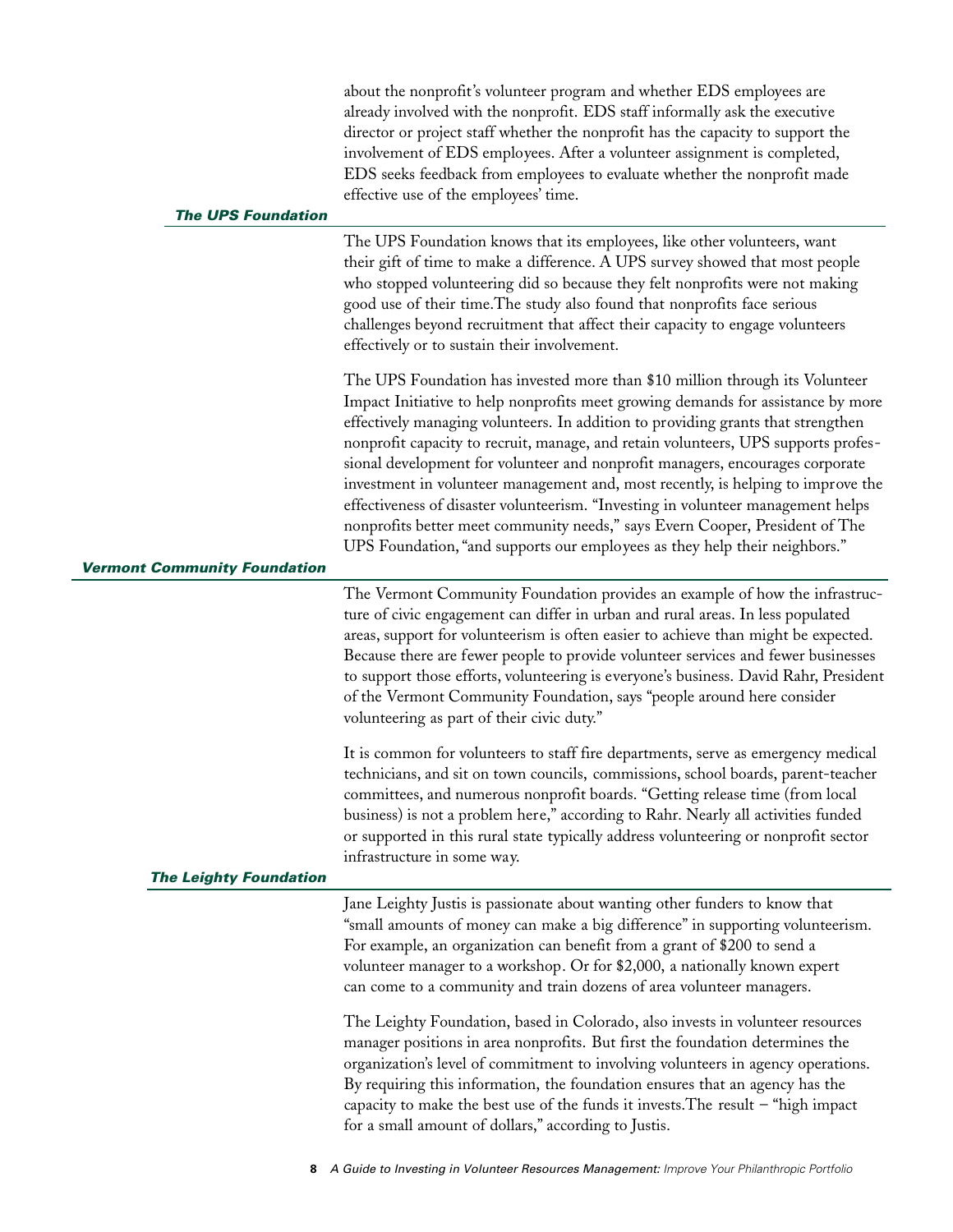about the nonprofit's volunteer program and whether EDS employees are already involved with the nonprofit. EDS staff informally ask the executive director or project staff whether the nonprofit has the capacity to support the involvement of EDS employees. After a volunteer assignment is completed, EDS seeks feedback from employees to evaluate whether the nonprofit made effective use of the employees' time.

### *The UPS Foundation*

The UPS Foundation knows that its employees, like other volunteers, want their gift of time to make a difference. A UPS survey showed that most people who stopped volunteering did so because they felt nonprofits were not making good use of their time.The study also found that nonprofits face serious challenges beyond recruitment that affect their capacity to engage volunteers effectively or to sustain their involvement.

The UPS Foundation has invested more than $10 million through its Volunteer Impact Initiative to help nonprofits meet growing demands for assistance by more effectively managing volunteers. In addition to providing grants that strengthen nonprofit capacity to recruit, manage, and retain volunteers, UPS supports professional development for volunteer and nonprofit managers, encourages corporate investment in volunteer management and, most recently, is helping to improve the effectiveness of disaster volunteerism. "Investing in volunteer management helps nonprofits better meet community needs," says Evern Cooper, President of The UPS Foundation, "and supports our employees as they help their neighbors."

### *Vermont Community Foundation*

The Vermont Community Foundation provides an example of how the infrastructure of civic engagement can differ in urban and rural areas. In less populated areas, support for volunteerism is often easier to achieve than might be expected. Because there are fewer people to provide volunteer services and fewer businesses to support those efforts, volunteering is everyone's business. David Rahr, President of the Vermont Community Foundation, says "people around here consider volunteering as part of their civic duty."

It is common for volunteers to staff fire departments, serve as emergency medical technicians, and sit on town councils, commissions, school boards, parent-teacher committees, and numerous nonprofit boards. "Getting release time (from local business) is not a problem here," according to Rahr. Nearly all activities funded or supported in this rural state typically address volunteering or nonprofit sector infrastructure in some way.

### *The Leighty Foundation*

Jane Leighty Justis is passionate about wanting other funders to know that "small amounts of money can make a big difference" in supporting volunteerism. For example, an organization can benefit from a grant of $200 to send a volunteer manager to a workshop. Or for $2,000, a nationally known expert can come to a community and train dozens of area volunteer managers.

The Leighty Foundation, based in Colorado, also invests in volunteer resources manager positions in area nonprofits. But first the foundation determines the organization's level of commitment to involving volunteers in agency operations. By requiring this information, the foundation ensures that an agency has the capacity to make the best use of the funds it invests.The result – "high impact for a small amount of dollars," according to Justis.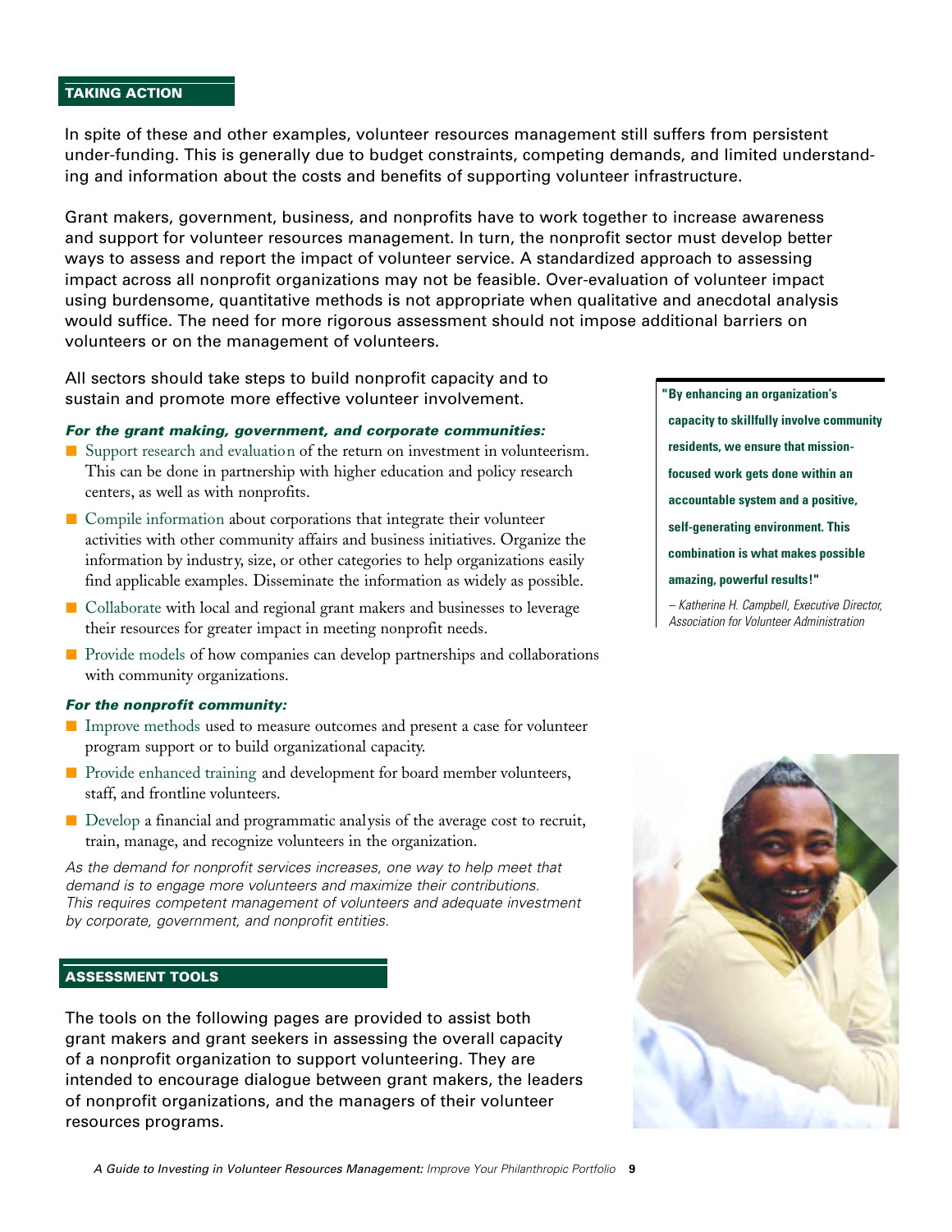## TAKING ACTION

In spite of these and other examples, volunteer resources management still suffers from persistent under-funding. This is generally due to budget constraints, competing demands, and limited understanding and information about the costs and benefits of supporting volunteer infrastructure.

Grant makers, government, business, and nonprofits have to work together to increase awareness and support for volunteer resources management. In turn, the nonprofit sector must develop better ways to assess and report the impact of volunteer service. A standardized approach to assessing impact across all nonprofit organizations may not be feasible. Over-evaluation of volunteer impact using burdensome, quantitative methods is not appropriate when qualitative and anecdotal analysis would suffice. The need for more rigorous assessment should not impose additional barriers on volunteers or on the management of volunteers.

All sectors should take steps to build nonprofit capacity and to sustain and promote more effective volunteer involvement.

***For the grant making, government, and corporate communities:***

- Support research and evaluation of the return on investment in volunteerism. This can be done in partnership with higher education and policy research centers, as well as with nonprofits.
- Compile information about corporations that integrate their volunteer activities with other community affairs and business initiatives. Organize the information by industry, size, or other categories to help organizations easily find applicable examples. Disseminate the information as widely as possible.
- Collaborate with local and regional grant makers and businesses to leverage their resources for greater impact in meeting nonprofit needs.
- Provide models of how companies can develop partnerships and collaborations with community organizations.

***For the nonprofit community:***

- Improve methods used to measure outcomes and present a case for volunteer program support or to build organizational capacity.
- Provide enhanced training and development for board member volunteers, staff, and frontline volunteers.
- Develop a financial and programmatic analysis of the average cost to recruit, train, manage, and recognize volunteers in the organization.

*As the demand for nonprofit services increases, one way to help meet that demand is to engage more volunteers and maximize their contributions. This requires competent management of volunteers and adequate investment by corporate, government, and nonprofit entities.*

**"By enhancing an organization's capacity to skillfully involve community residents, we ensure that mission-focused work gets done within an accountable system and a positive, self-generating environment. This combination is what makes possible amazing, powerful results!"**

*– Katherine H. Campbell, Executive Director, Association for Volunteer Administration*

## ASSESSMENT TOOLS

The tools on the following pages are provided to assist both grant makers and grant seekers in assessing the overall capacity of a nonprofit organization to support volunteering. They are intended to encourage dialogue between grant makers, the leaders of nonprofit organizations, and the managers of their volunteer resources programs.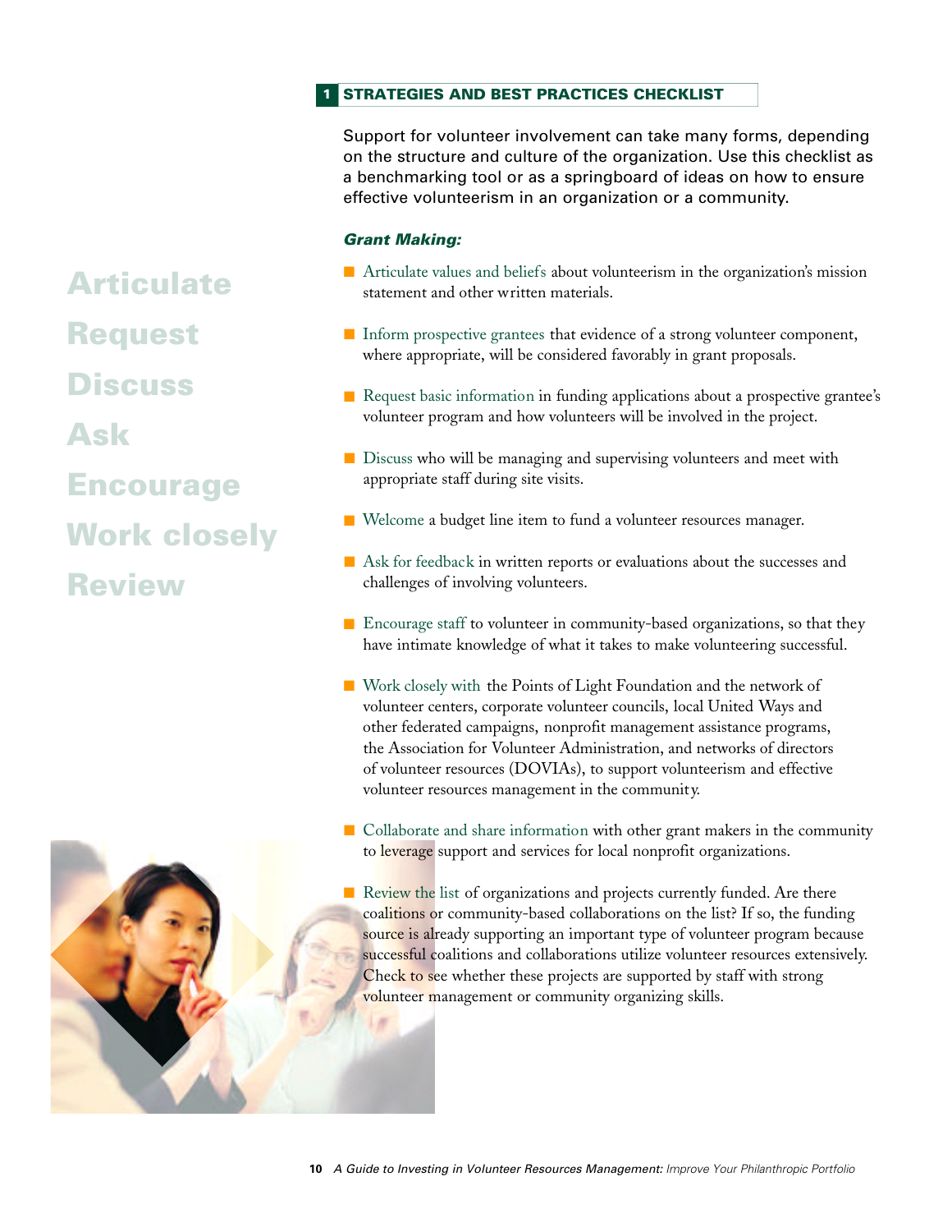## 1 STRATEGIES AND BEST PRACTICES CHECKLIST

Support for volunteer involvement can take many forms, depending on the structure and culture of the organization. Use this checklist as a benchmarking tool or as a springboard of ideas on how to ensure effective volunteerism in an organization or a community.

### *Grant Making:*

- Articulate values and beliefs about volunteerism in the organization's mission statement and other written materials.
- Inform prospective grantees that evidence of a strong volunteer component, where appropriate, will be considered favorably in grant proposals.
- Request basic information in funding applications about a prospective grantee's volunteer program and how volunteers will be involved in the project.
- Discuss who will be managing and supervising volunteers and meet with appropriate staff during site visits.
- Welcome a budget line item to fund a volunteer resources manager.
- Ask for feedback in written reports or evaluations about the successes and challenges of involving volunteers.
- Encourage staff to volunteer in community-based organizations, so that they have intimate knowledge of what it takes to make volunteering successful.
- Work closely with the Points of Light Foundation and the network of volunteer centers, corporate volunteer councils, local United Ways and other federated campaigns, nonprofit management assistance programs, the Association for Volunteer Administration, and networks of directors of volunteer resources (DOVIAs), to support volunteerism and effective volunteer resources management in the community.
- Collaborate and share information with other grant makers in the community to leverage support and services for local nonprofit organizations.
- Review the list of organizations and projects currently funded. Are there coalitions or community-based collaborations on the list? If so, the funding source is already supporting an important type of volunteer program because successful coalitions and collaborations utilize volunteer resources extensively. Check to see whether these projects are supported by staff with strong volunteer management or community organizing skills.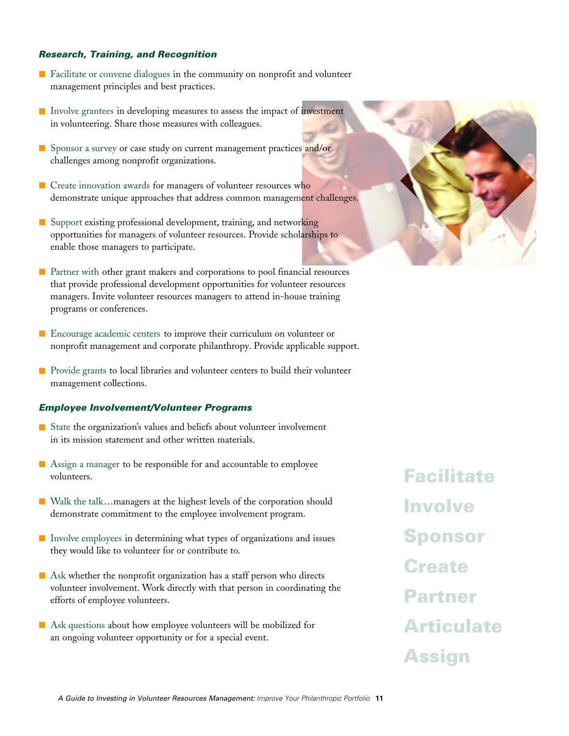### *Research, Training, and Recognition*

- Facilitate or convene dialogues in the community on nonprofit and volunteer management principles and best practices.
- Involve grantees in developing measures to assess the impact of investment in volunteering. Share those measures with colleagues.
- Sponsor a survey or case study on current management practices and/or challenges among nonprofit organizations.
- Create innovation awards for managers of volunteer resources who demonstrate unique approaches that address common management challenges.
- Support existing professional development, training, and networking opportunities for managers of volunteer resources. Provide scholarships to enable those managers to participate.
- Partner with other grant makers and corporations to pool financial resources that provide professional development opportunities for volunteer resources managers. Invite volunteer resources managers to attend in-house training programs or conferences.
- Encourage academic centers to improve their curriculum on volunteer or nonprofit management and corporate philanthropy. Provide applicable support.
- Provide grants to local libraries and volunteer centers to build their volunteer management collections.

### *Employee Involvement/Volunteer Programs*

- State the organization's values and beliefs about volunteer involvement in its mission statement and other written materials.
- Assign a manager to be responsible for and accountable to employee volunteers.
- Walk the talk…managers at the highest levels of the corporation should demonstrate commitment to the employee involvement program.
- Involve employees in determining what types of organizations and issues they would like to volunteer for or contribute to.
- Ask whether the nonprofit organization has a staff person who directs volunteer involvement. Work directly with that person in coordinating the efforts of employee volunteers.
- Ask questions about how employee volunteers will be mobilized for an ongoing volunteer opportunity or for a special event.

**Facilitate**
**Involve**
**Sponsor**
**Create**
**Partner**
**Articulate**
**Assign**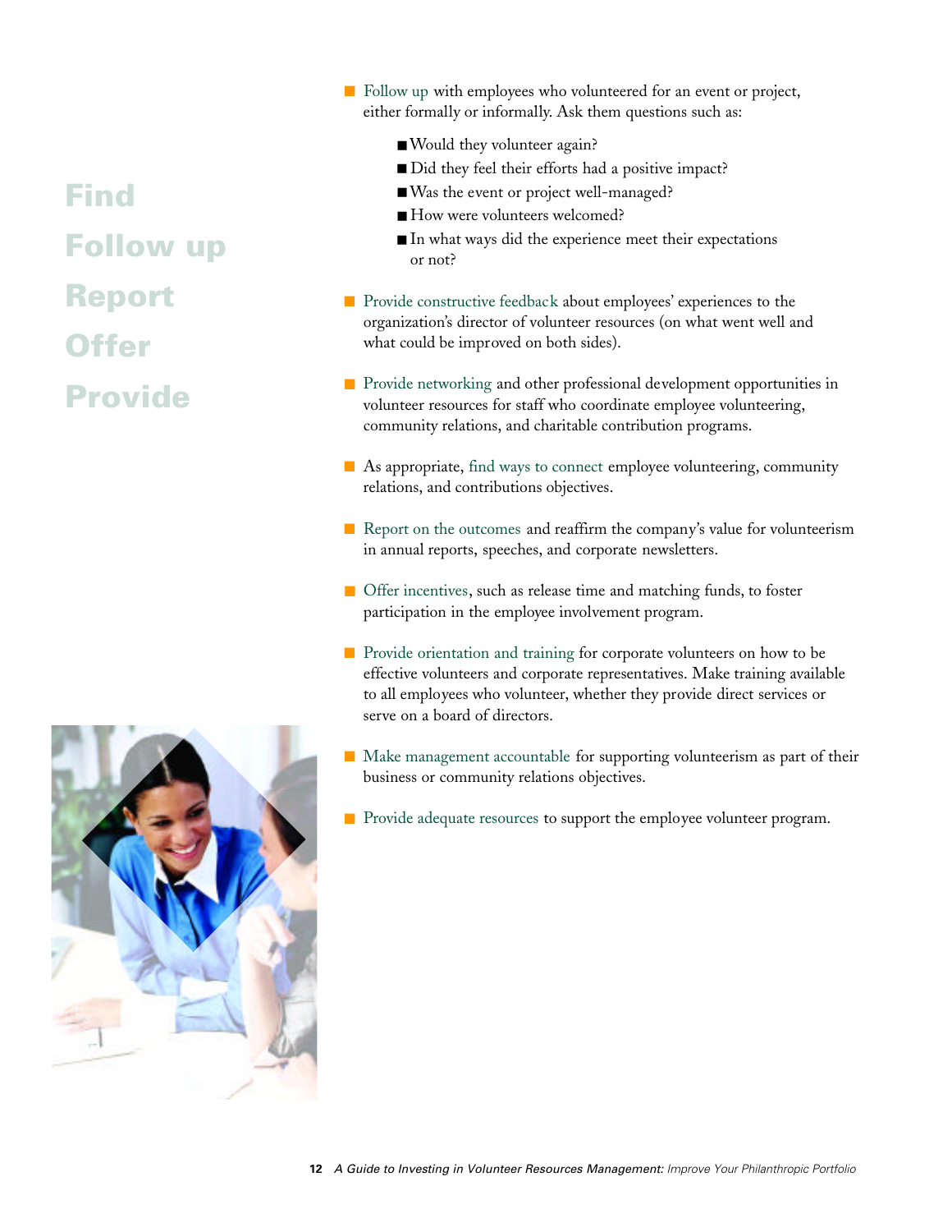Find

Follow up

Report

Offer

Provide

- Follow up with employees who volunteered for an event or project, either formally or informally. Ask them questions such as:
  - Would they volunteer again?
  - Did they feel their efforts had a positive impact?
  - Was the event or project well-managed?
  - How were volunteers welcomed?
  - In what ways did the experience meet their expectations or not?

- Provide constructive feedback about employees' experiences to the organization's director of volunteer resources (on what went well and what could be improved on both sides).

- Provide networking and other professional development opportunities in volunteer resources for staff who coordinate employee volunteering, community relations, and charitable contribution programs.

- As appropriate, find ways to connect employee volunteering, community relations, and contributions objectives.

- Report on the outcomes and reaffirm the company's value for volunteerism in annual reports, speeches, and corporate newsletters.

- Offer incentives, such as release time and matching funds, to foster participation in the employee involvement program.

- Provide orientation and training for corporate volunteers on how to be effective volunteers and corporate representatives. Make training available to all employees who volunteer, whether they provide direct services or serve on a board of directors.

- Make management accountable for supporting volunteerism as part of their business or community relations objectives.

- Provide adequate resources to support the employee volunteer program.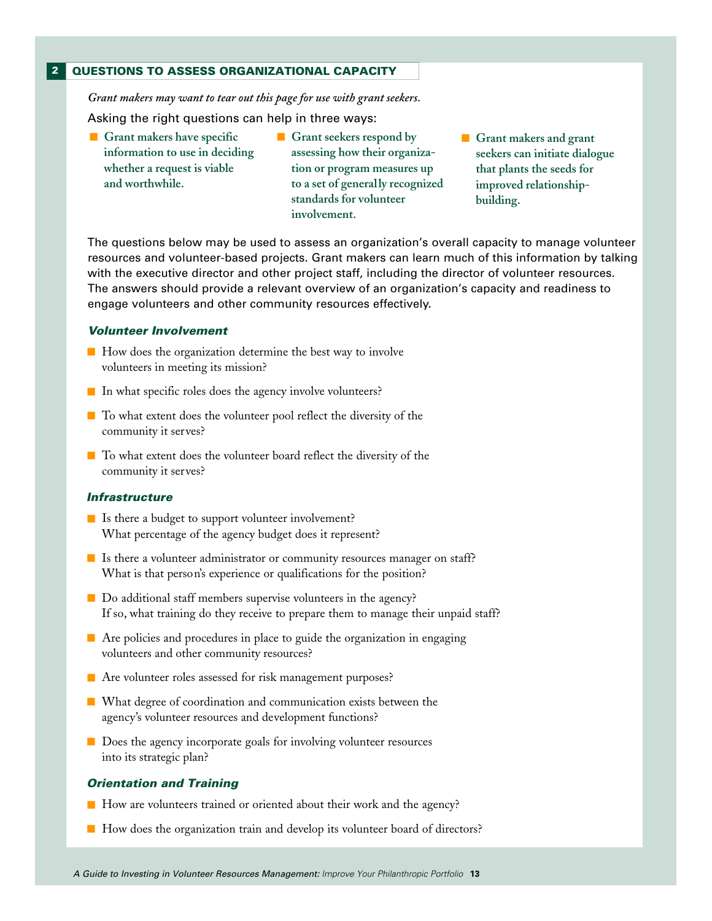## 2 QUESTIONS TO ASSESS ORGANIZATIONAL CAPACITY

*Grant makers may want to tear out this page for use with grant seekers.*

Asking the right questions can help in three ways:

- **Grant makers have specific information to use in deciding whether a request is viable and worthwhile.**
- **Grant seekers respond by assessing how their organization or program measures up to a set of generally recognized standards for volunteer involvement.**
- **Grant makers and grant seekers can initiate dialogue that plants the seeds for improved relationship-building.**

The questions below may be used to assess an organization's overall capacity to manage volunteer resources and volunteer-based projects. Grant makers can learn much of this information by talking with the executive director and other project staff, including the director of volunteer resources. The answers should provide a relevant overview of an organization's capacity and readiness to engage volunteers and other community resources effectively.

### *Volunteer Involvement*

- How does the organization determine the best way to involve volunteers in meeting its mission?
- In what specific roles does the agency involve volunteers?
- To what extent does the volunteer pool reflect the diversity of the community it serves?
- To what extent does the volunteer board reflect the diversity of the community it serves?

### *Infrastructure*

- Is there a budget to support volunteer involvement? What percentage of the agency budget does it represent?
- Is there a volunteer administrator or community resources manager on staff? What is that person's experience or qualifications for the position?
- Do additional staff members supervise volunteers in the agency? If so, what training do they receive to prepare them to manage their unpaid staff?
- Are policies and procedures in place to guide the organization in engaging volunteers and other community resources?
- Are volunteer roles assessed for risk management purposes?
- What degree of coordination and communication exists between the agency's volunteer resources and development functions?
- Does the agency incorporate goals for involving volunteer resources into its strategic plan?

### *Orientation and Training*

- How are volunteers trained or oriented about their work and the agency?
- How does the organization train and develop its volunteer board of directors?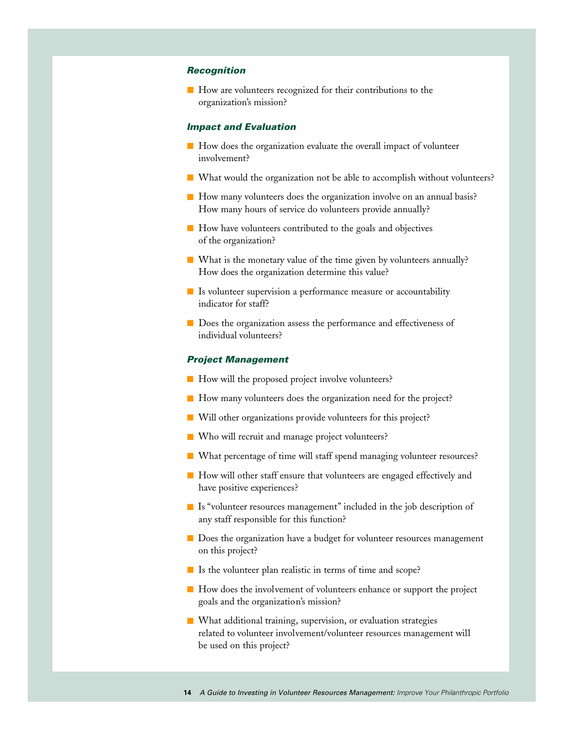### *Recognition*

- How are volunteers recognized for their contributions to the organization's mission?

### *Impact and Evaluation*

- How does the organization evaluate the overall impact of volunteer involvement?
- What would the organization not be able to accomplish without volunteers?
- How many volunteers does the organization involve on an annual basis? How many hours of service do volunteers provide annually?
- How have volunteers contributed to the goals and objectives of the organization?
- What is the monetary value of the time given by volunteers annually? How does the organization determine this value?
- Is volunteer supervision a performance measure or accountability indicator for staff?
- Does the organization assess the performance and effectiveness of individual volunteers?

### *Project Management*

- How will the proposed project involve volunteers?
- How many volunteers does the organization need for the project?
- Will other organizations provide volunteers for this project?
- Who will recruit and manage project volunteers?
- What percentage of time will staff spend managing volunteer resources?
- How will other staff ensure that volunteers are engaged effectively and have positive experiences?
- Is "volunteer resources management" included in the job description of any staff responsible for this function?
- Does the organization have a budget for volunteer resources management on this project?
- Is the volunteer plan realistic in terms of time and scope?
- How does the involvement of volunteers enhance or support the project goals and the organization's mission?
- What additional training, supervision, or evaluation strategies related to volunteer involvement/volunteer resources management will be used on this project?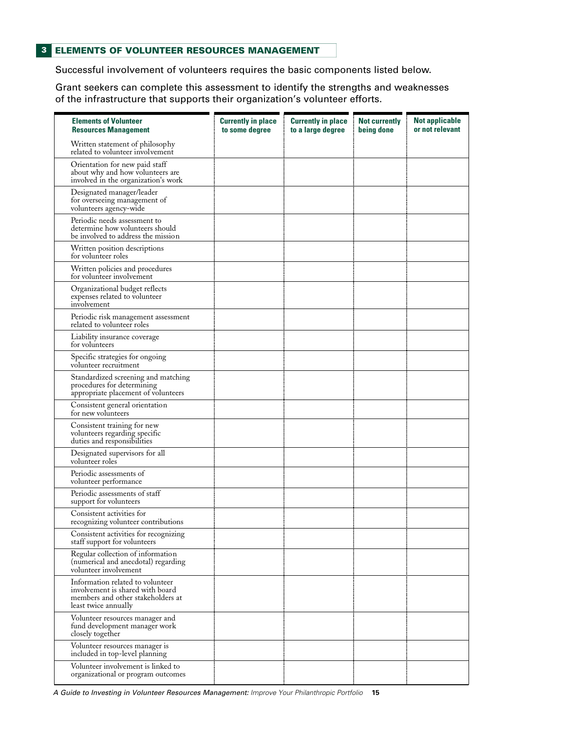## 3 ELEMENTS OF VOLUNTEER RESOURCES MANAGEMENT

Successful involvement of volunteers requires the basic components listed below.

Grant seekers can complete this assessment to identify the strengths and weaknesses of the infrastructure that supports their organization's volunteer efforts.

| Elements of Volunteer Resources Management | Currently in place to some degree | Currently in place to a large degree | Not currently being done | Not applicable or not relevant |
|---|---|---|---|---|
| Written statement of philosophy related to volunteer involvement | | | | |
| Orientation for new paid staff about why and how volunteers are involved in the organization's work | | | | |
| Designated manager/leader for overseeing management of volunteers agency-wide | | | | |
| Periodic needs assessment to determine how volunteers should be involved to address the mission | | | | |
| Written position descriptions for volunteer roles | | | | |
| Written policies and procedures for volunteer involvement | | | | |
| Organizational budget reflects expenses related to volunteer involvement | | | | |
| Periodic risk management assessment related to volunteer roles | | | | |
| Liability insurance coverage for volunteers | | | | |
| Specific strategies for ongoing volunteer recruitment | | | | |
| Standardized screening and matching procedures for determining appropriate placement of volunteers | | | | |
| Consistent general orientation for new volunteers | | | | |
| Consistent training for new volunteers regarding specific duties and responsibilities | | | | |
| Designated supervisors for all volunteer roles | | | | |
| Periodic assessments of volunteer performance | | | | |
| Periodic assessments of staff support for volunteers | | | | |
| Consistent activities for recognizing volunteer contributions | | | | |
| Consistent activities for recognizing staff support for volunteers | | | | |
| Regular collection of information (numerical and anecdotal) regarding volunteer involvement | | | | |
| Information related to volunteer involvement is shared with board members and other stakeholders at least twice annually | | | | |
| Volunteer resources manager and fund development manager work closely together | | | | |
| Volunteer resources manager is included in top-level planning | | | | |
| Volunteer involvement is linked to organizational or program outcomes | | | | |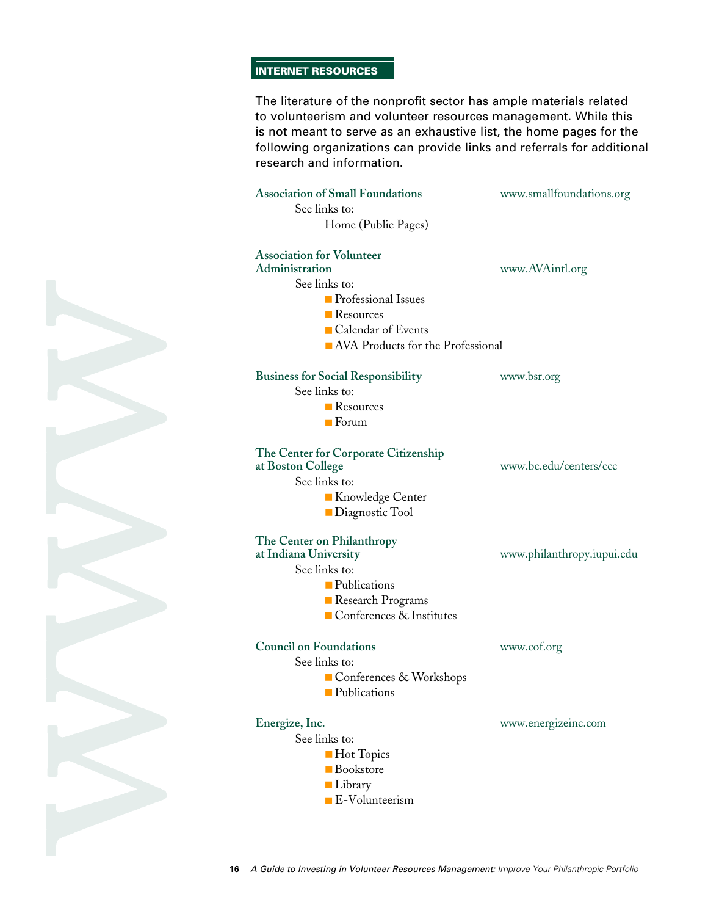## INTERNET RESOURCES

The literature of the nonprofit sector has ample materials related to volunteerism and volunteer resources management. While this is not meant to serve as an exhaustive list, the home pages for the following organizations can provide links and referrals for additional research and information.

**Association of Small Foundations** — www.smallfoundations.org

See links to:

Home (Public Pages)

**Association for Volunteer Administration** — www.AVAintl.org

See links to:

- Professional Issues
- Resources
- Calendar of Events
- AVA Products for the Professional

**Business for Social Responsibility** — www.bsr.org

See links to:

- Resources
- Forum

**The Center for Corporate Citizenship at Boston College** — www.bc.edu/centers/ccc

See links to:

- Knowledge Center
- Diagnostic Tool

**The Center on Philanthropy at Indiana University** — www.philanthropy.iupui.edu

See links to:

- Publications
- Research Programs
- Conferences & Institutes

**Council on Foundations** — www.cof.org

See links to:

- Conferences & Workshops
- Publications

**Energize, Inc.** — www.energizeinc.com

See links to:

- Hot Topics
- Bookstore
- Library
- E-Volunteerism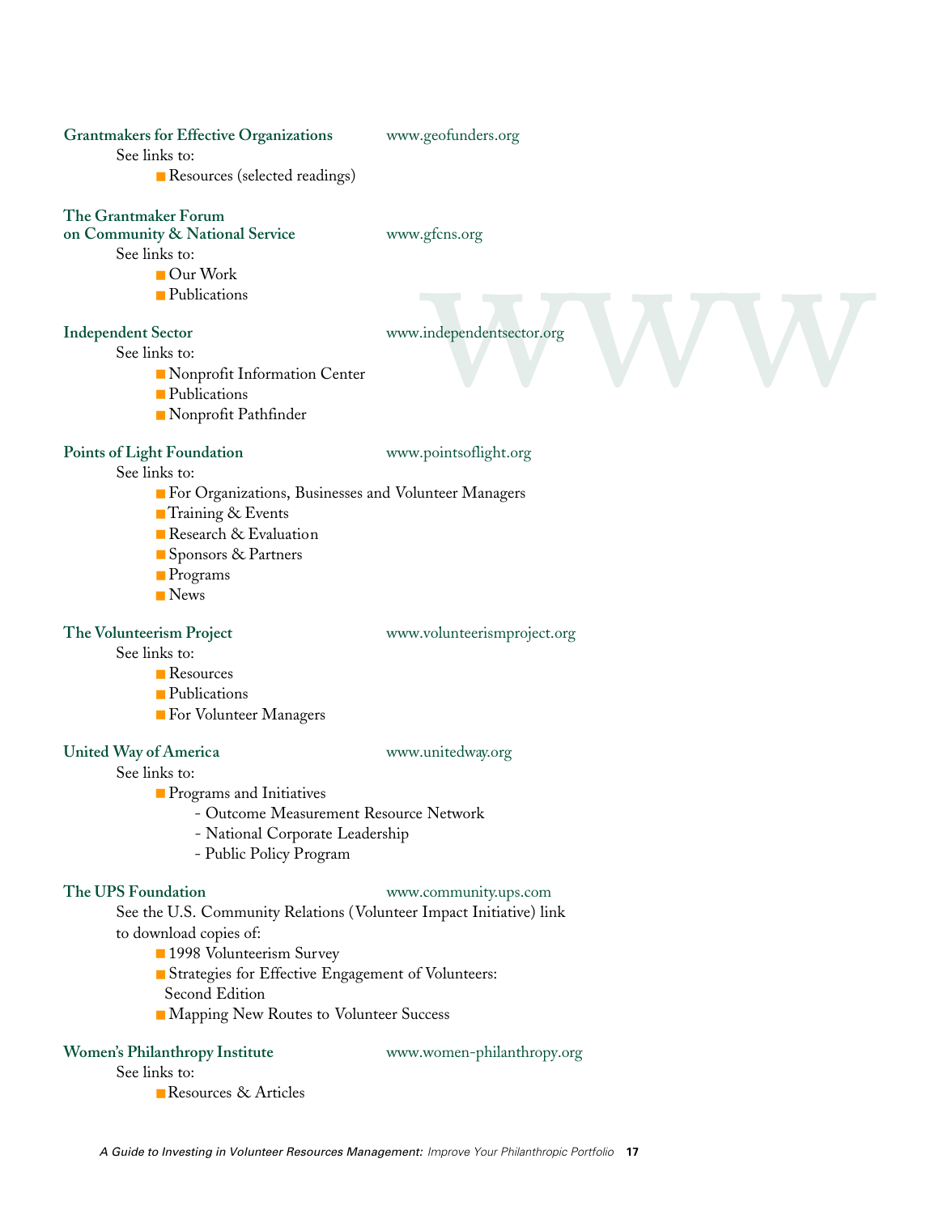**Grantmakers for Effective Organizations** www.geofunders.org

See links to:

- Resources (selected readings)

**The Grantmaker Forum on Community & National Service** www.gfcns.org

See links to:

- Our Work
- Publications

**Independent Sector** www.independentsector.org

See links to:

- Nonprofit Information Center
- Publications
- Nonprofit Pathfinder

**Points of Light Foundation** www.pointsoflight.org

See links to:

- For Organizations, Businesses and Volunteer Managers
- Training & Events
- Research & Evaluation
- Sponsors & Partners
- Programs
- News

**The Volunteerism Project** www.volunteerismproject.org

See links to:

- Resources
- Publications
- For Volunteer Managers

**United Way of America** www.unitedway.org

See links to:

- Programs and Initiatives
  - Outcome Measurement Resource Network
  - National Corporate Leadership
  - Public Policy Program

**The UPS Foundation** www.community.ups.com

See the U.S. Community Relations (Volunteer Impact Initiative) link to download copies of:

- 1998 Volunteerism Survey
- Strategies for Effective Engagement of Volunteers: Second Edition
- Mapping New Routes to Volunteer Success

**Women's Philanthropy Institute** www.women-philanthropy.org

See links to:

- Resources & Articles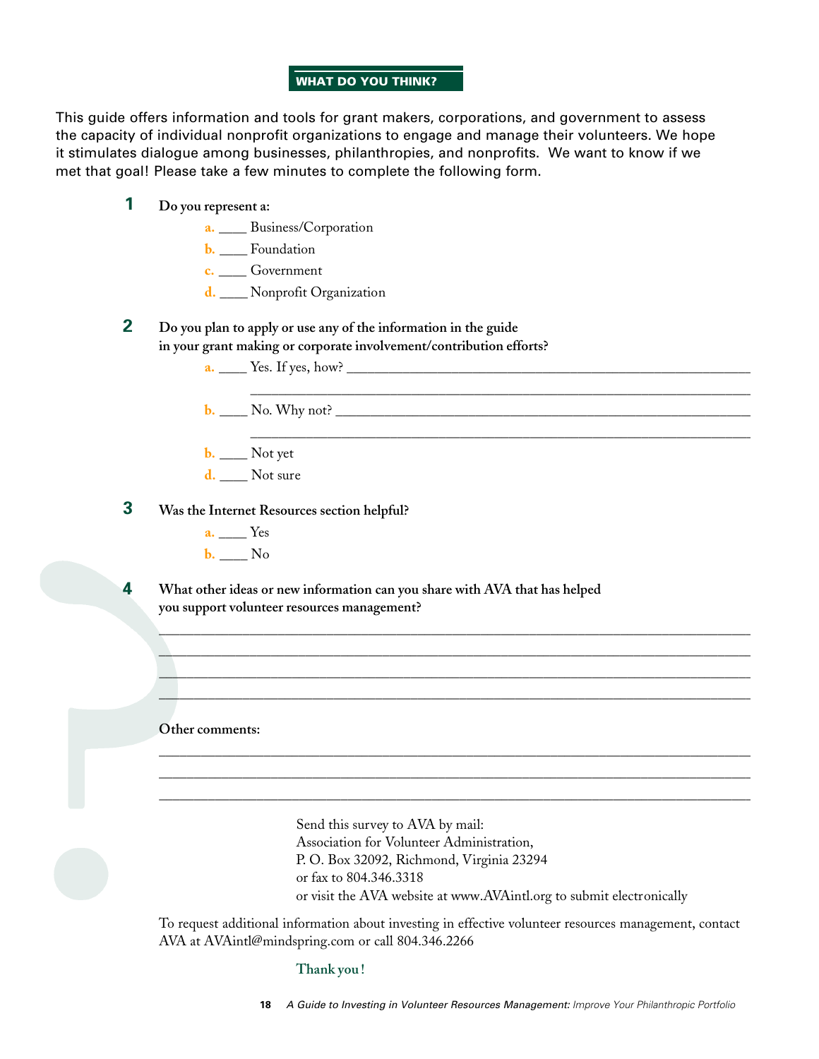## WHAT DO YOU THINK?

This guide offers information and tools for grant makers, corporations, and government to assess the capacity of individual nonprofit organizations to engage and manage their volunteers. We hope it stimulates dialogue among businesses, philanthropies, and nonprofits. We want to know if we met that goal! Please take a few minutes to complete the following form.

**1 Do you represent a:**

a. ____ Business/Corporation
b. ____ Foundation
c. ____ Government
d. ____ Nonprofit Organization

**2 Do you plan to apply or use any of the information in the guide in your grant making or corporate involvement/contribution efforts?**

a. ____ Yes. If yes, how? ______________________________________________
______________________________________________
b. ____ No. Why not? ______________________________________________
______________________________________________
b. ____ Not yet
d. ____ Not sure

**3 Was the Internet Resources section helpful?**

a. ____ Yes
b. ____ No

**4 What other ideas or new information can you share with AVA that has helped you support volunteer resources management?**

______________________________________________
______________________________________________
______________________________________________
______________________________________________

**Other comments:**

______________________________________________
______________________________________________
______________________________________________

Send this survey to AVA by mail:
Association for Volunteer Administration,
P. O. Box 32092, Richmond, Virginia 23294
or fax to 804.346.3318
or visit the AVA website at www.AVAintl.org to submit electronically

To request additional information about investing in effective volunteer resources management, contact AVA at AVAintl@mindspring.com or call 804.346.2266

**Thank you!**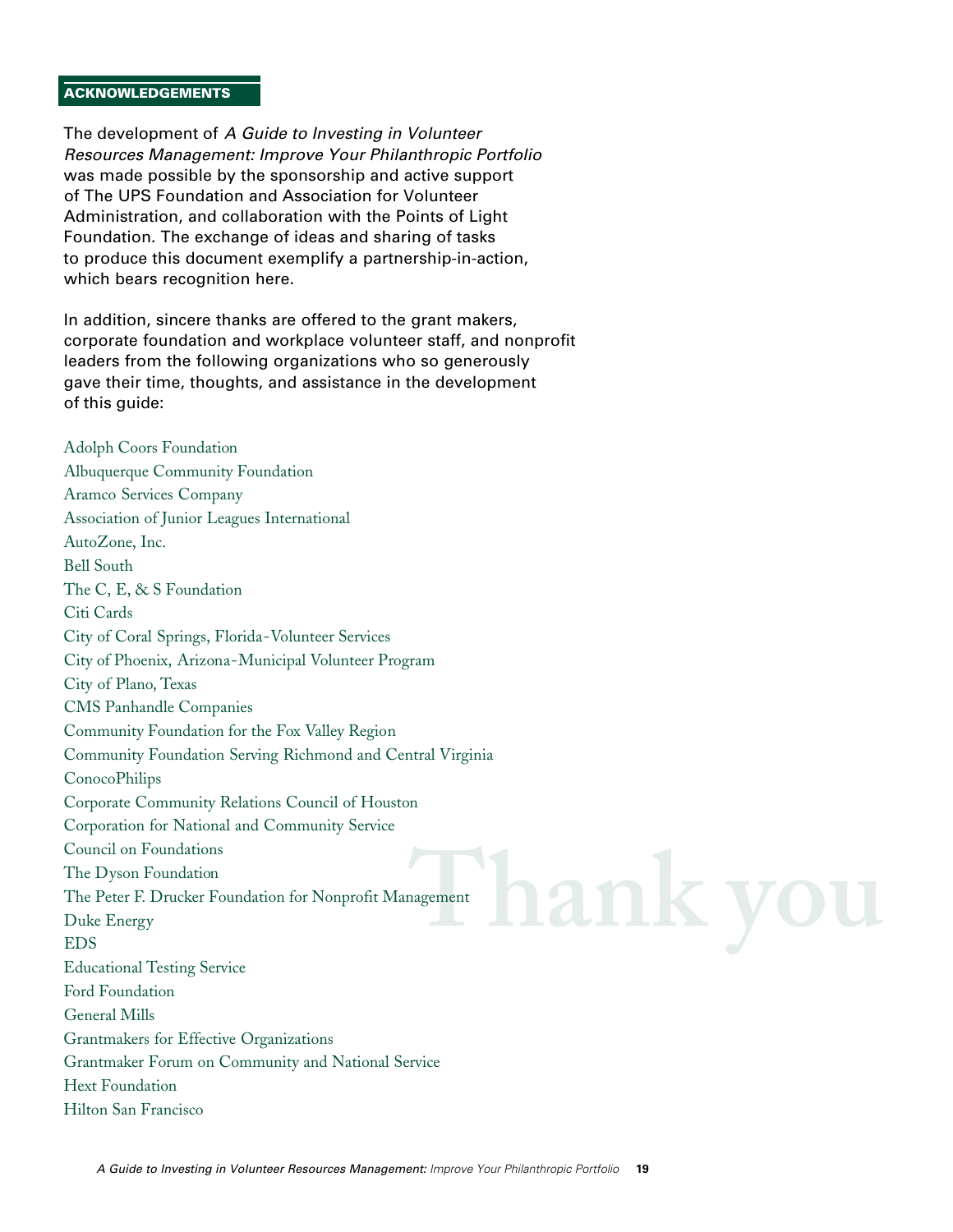## ACKNOWLEDGEMENTS

The development of *A Guide to Investing in Volunteer Resources Management: Improve Your Philanthropic Portfolio* was made possible by the sponsorship and active support of The UPS Foundation and Association for Volunteer Administration, and collaboration with the Points of Light Foundation. The exchange of ideas and sharing of tasks to produce this document exemplify a partnership-in-action, which bears recognition here.

In addition, sincere thanks are offered to the grant makers, corporate foundation and workplace volunteer staff, and nonprofit leaders from the following organizations who so generously gave their time, thoughts, and assistance in the development of this guide:

Adolph Coors Foundation
Albuquerque Community Foundation
Aramco Services Company
Association of Junior Leagues International
AutoZone, Inc.
Bell South
The C, E, & S Foundation
Citi Cards
City of Coral Springs, Florida-Volunteer Services
City of Phoenix, Arizona-Municipal Volunteer Program
City of Plano, Texas
CMS Panhandle Companies
Community Foundation for the Fox Valley Region
Community Foundation Serving Richmond and Central Virginia
ConocoPhilips
Corporate Community Relations Council of Houston
Corporation for National and Community Service
Council on Foundations
The Dyson Foundation
The Peter F. Drucker Foundation for Nonprofit Management
Duke Energy
EDS
Educational Testing Service
Ford Foundation
General Mills
Grantmakers for Effective Organizations
Grantmaker Forum on Community and National Service
Hext Foundation
Hilton San Francisco

Thank you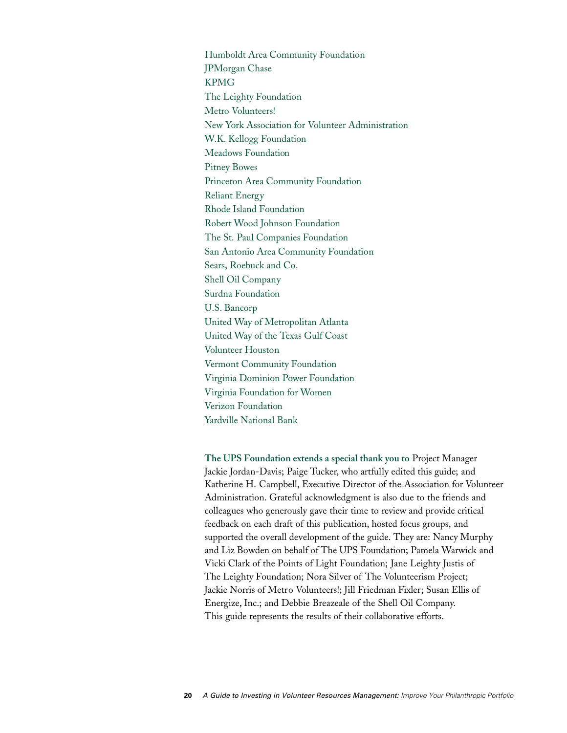Humboldt Area Community Foundation
JPMorgan Chase
KPMG
The Leighty Foundation
Metro Volunteers!
New York Association for Volunteer Administration
W.K. Kellogg Foundation
Meadows Foundation
Pitney Bowes
Princeton Area Community Foundation
Reliant Energy
Rhode Island Foundation
Robert Wood Johnson Foundation
The St. Paul Companies Foundation
San Antonio Area Community Foundation
Sears, Roebuck and Co.
Shell Oil Company
Surdna Foundation
U.S. Bancorp
United Way of Metropolitan Atlanta
United Way of the Texas Gulf Coast
Volunteer Houston
Vermont Community Foundation
Virginia Dominion Power Foundation
Virginia Foundation for Women
Verizon Foundation
Yardville National Bank

**The UPS Foundation extends a special thank you to** Project Manager Jackie Jordan-Davis; Paige Tucker, who artfully edited this guide; and Katherine H. Campbell, Executive Director of the Association for Volunteer Administration. Grateful acknowledgment is also due to the friends and colleagues who generously gave their time to review and provide critical feedback on each draft of this publication, hosted focus groups, and supported the overall development of the guide. They are: Nancy Murphy and Liz Bowden on behalf of The UPS Foundation; Pamela Warwick and Vicki Clark of the Points of Light Foundation; Jane Leighty Justis of The Leighty Foundation; Nora Silver of The Volunteerism Project; Jackie Norris of Metro Volunteers!; Jill Friedman Fixler; Susan Ellis of Energize, Inc.; and Debbie Breazeale of the Shell Oil Company. This guide represents the results of their collaborative efforts.